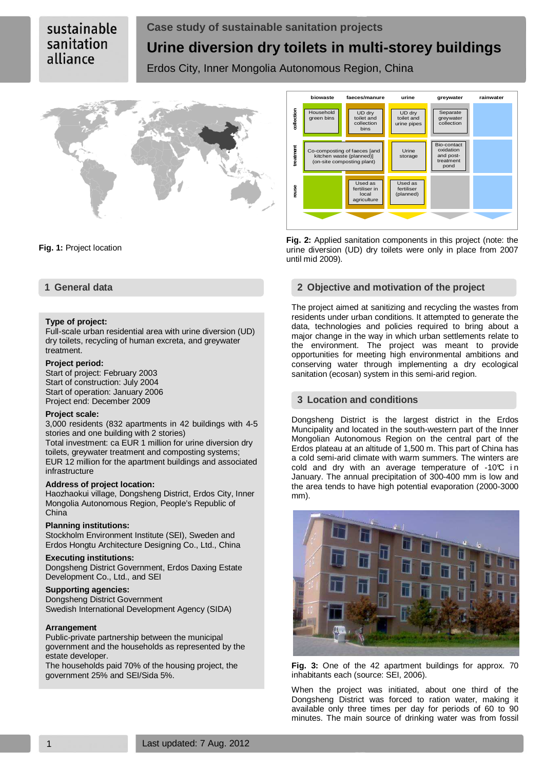sustainable sanitation alliance

Case study of sustainable sanitation projects

# Urine diversion dry toilets in multi-storey buildings

Erdos City, Inner Mongolia Autonomous Region, China

**Fig. 1:** Project location

| | biowaste | faeces/manure | urine | greywater | rainwater |
|---|---|---|---|---|---|
| collection | Household green bins | UD dry toilet and collection bins | UD dry toilet and urine pipes | Separate greywater collection | |
| treatment | Co-composting of faeces [and kitchen waste (planned)] (on-site composting plant) | | Urine storage | Bio-contact oxidation and post-treatment pond | |
| reuse | | Used as fertiliser in local agriculture | Used as fertiliser (planned) | | |

**Fig. 2:** Applied sanitation components in this project (note: the urine diversion (UD) dry toilets were only in place from 2007 until mid 2009).

## 1 General data

**Type of project:**
Full-scale urban residential area with urine diversion (UD) dry toilets, recycling of human excreta, and greywater treatment.

**Project period:**
Start of project: February 2003
Start of construction: July 2004
Start of operation: January 2006
Project end: December 2009

**Project scale:**
3,000 residents (832 apartments in 42 buildings with 4-5 stories and one building with 2 stories)
Total investment: ca EUR 1 million for urine diversion dry toilets, greywater treatment and composting systems; EUR 12 million for the apartment buildings and associated infrastructure

**Address of project location:**
Haozhaokui village, Dongsheng District, Erdos City, Inner Mongolia Autonomous Region, People's Republic of China

**Planning institutions:**
Stockholm Environment Institute (SEI), Sweden and Erdos Hongtu Architecture Designing Co., Ltd., China

**Executing institutions:**
Dongsheng District Government, Erdos Daxing Estate Development Co., Ltd., and SEI

**Supporting agencies:**
Dongsheng District Government
Swedish International Development Agency (SIDA)

**Arrangement**
Public-private partnership between the municipal government and the households as represented by the estate developer.
The households paid 70% of the housing project, the government 25% and SEI/Sida 5%.

## 2 Objective and motivation of the project

The project aimed at sanitizing and recycling the wastes from residents under urban conditions. It attempted to generate the data, technologies and policies required to bring about a major change in the way in which urban settlements relate to the environment. The project was meant to provide opportunities for meeting high environmental ambitions and conserving water through implementing a dry ecological sanitation (ecosan) system in this semi-arid region.

## 3 Location and conditions

Dongsheng District is the largest district in the Erdos Muncipality and located in the south-western part of the Inner Mongolian Autonomous Region on the central part of the Erdos plateau at an altitude of 1,500 m. This part of China has a cold semi-arid climate with warm summers. The winters are cold and dry with an average temperature of -10°C in January. The annual precipitation of 300-400 mm is low and the area tends to have high potential evaporation (2000-3000 mm).

**Fig. 3:** One of the 42 apartment buildings for approx. 70 inhabitants each (source: SEI, 2006).

When the project was initiated, about one third of the Dongsheng District was forced to ration water, making it available only three times per day for periods of 60 to 90 minutes. The main source of drinking water was from fossil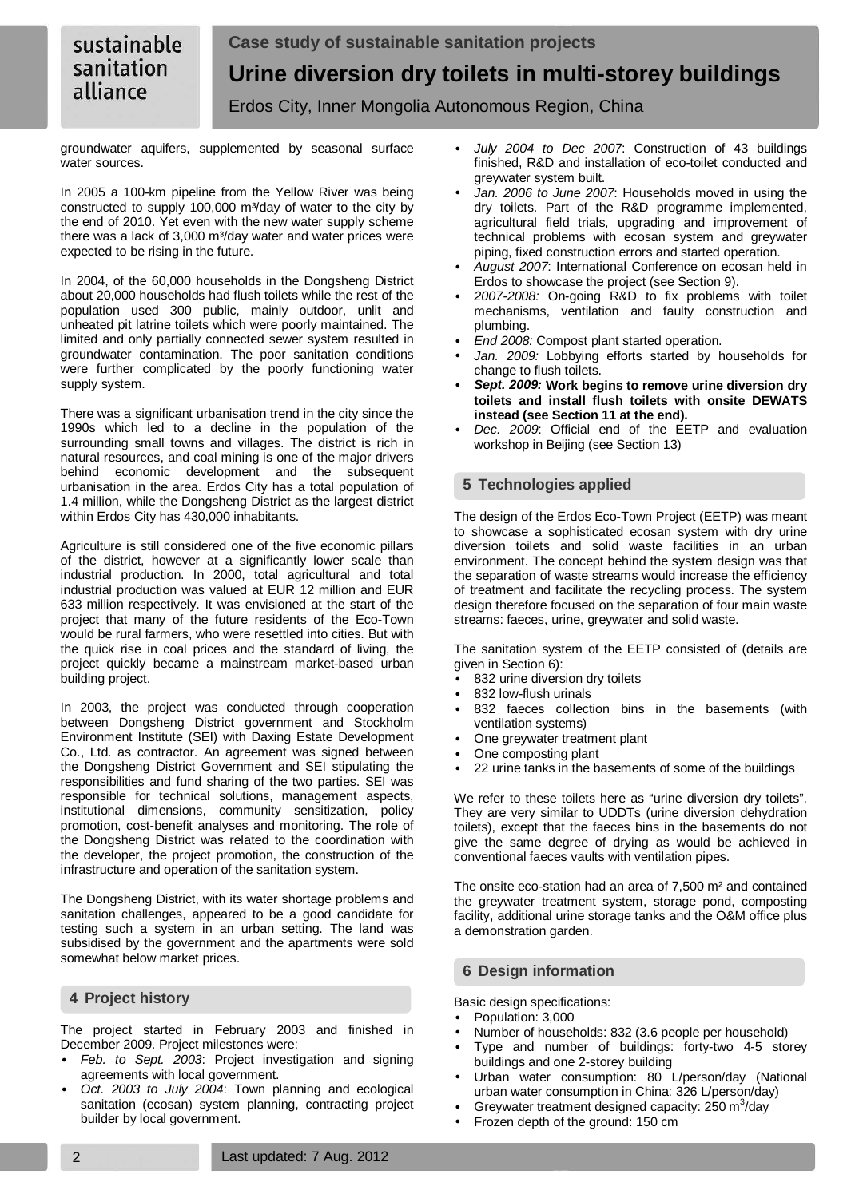groundwater aquifers, supplemented by seasonal surface water sources.

In 2005 a 100-km pipeline from the Yellow River was being constructed to supply 100,000 m³/day of water to the city by the end of 2010. Yet even with the new water supply scheme there was a lack of 3,000 m³/day water and water prices were expected to be rising in the future.

In 2004, of the 60,000 households in the Dongsheng District about 20,000 households had flush toilets while the rest of the population used 300 public, mainly outdoor, unlit and unheated pit latrine toilets which were poorly maintained. The limited and only partially connected sewer system resulted in groundwater contamination. The poor sanitation conditions were further complicated by the poorly functioning water supply system.

There was a significant urbanisation trend in the city since the 1990s which led to a decline in the population of the surrounding small towns and villages. The district is rich in natural resources, and coal mining is one of the major drivers behind economic development and the subsequent urbanisation in the area. Erdos City has a total population of 1.4 million, while the Dongsheng District as the largest district within Erdos City has 430,000 inhabitants.

Agriculture is still considered one of the five economic pillars of the district, however at a significantly lower scale than industrial production. In 2000, total agricultural and total industrial production was valued at EUR 12 million and EUR 633 million respectively. It was envisioned at the start of the project that many of the future residents of the Eco-Town would be rural farmers, who were resettled into cities. But with the quick rise in coal prices and the standard of living, the project quickly became a mainstream market-based urban building project.

In 2003, the project was conducted through cooperation between Dongsheng District government and Stockholm Environment Institute (SEI) with Daxing Estate Development Co., Ltd. as contractor. An agreement was signed between the Dongsheng District Government and SEI stipulating the responsibilities and fund sharing of the two parties. SEI was responsible for technical solutions, management aspects, institutional dimensions, community sensitization, policy promotion, cost-benefit analyses and monitoring. The role of the Dongsheng District was related to the coordination with the developer, the project promotion, the construction of the infrastructure and operation of the sanitation system.

The Dongsheng District, with its water shortage problems and sanitation challenges, appeared to be a good candidate for testing such a system in an urban setting. The land was subsidised by the government and the apartments were sold somewhat below market prices.

## 4 Project history

The project started in February 2003 and finished in December 2009. Project milestones were:

- *Feb. to Sept. 2003*: Project investigation and signing agreements with local government.
- *Oct. 2003 to July 2004*: Town planning and ecological sanitation (ecosan) system planning, contracting project builder by local government.
- *July 2004 to Dec 2007*: Construction of 43 buildings finished, R&D and installation of eco-toilet conducted and greywater system built.
- *Jan. 2006 to June 2007*: Households moved in using the dry toilets. Part of the R&D programme implemented, agricultural field trials, upgrading and improvement of technical problems with ecosan system and greywater piping, fixed construction errors and started operation.
- *August 2007*: International Conference on ecosan held in Erdos to showcase the project (see Section 9).
- *2007-2008:* On-going R&D to fix problems with toilet mechanisms, ventilation and faulty construction and plumbing.
- *End 2008:* Compost plant started operation.
- *Jan. 2009:* Lobbying efforts started by households for change to flush toilets.
- ***Sept. 2009:* Work begins to remove urine diversion dry toilets and install flush toilets with onsite DEWATS instead (see Section 11 at the end).**
- *Dec. 2009*: Official end of the EETP and evaluation workshop in Beijing (see Section 13)

## 5 Technologies applied

The design of the Erdos Eco-Town Project (EETP) was meant to showcase a sophisticated ecosan system with dry urine diversion toilets and solid waste facilities in an urban environment. The concept behind the system design was that the separation of waste streams would increase the efficiency of treatment and facilitate the recycling process. The system design therefore focused on the separation of four main waste streams: faeces, urine, greywater and solid waste.

The sanitation system of the EETP consisted of (details are given in Section 6):

- 832 urine diversion dry toilets
- 832 low-flush urinals
- 832 faeces collection bins in the basements (with ventilation systems)
- One greywater treatment plant
- One composting plant
- 22 urine tanks in the basements of some of the buildings

We refer to these toilets here as "urine diversion dry toilets". They are very similar to UDDTs (urine diversion dehydration toilets), except that the faeces bins in the basements do not give the same degree of drying as would be achieved in conventional faeces vaults with ventilation pipes.

The onsite eco-station had an area of 7,500 m² and contained the greywater treatment system, storage pond, composting facility, additional urine storage tanks and the O&M office plus a demonstration garden.

## 6 Design information

Basic design specifications:

- Population: 3,000
- Number of households: 832 (3.6 people per household)
- Type and number of buildings: forty-two 4-5 storey buildings and one 2-storey building
- Urban water consumption: 80 L/person/day (National urban water consumption in China: 326 L/person/day)
- Greywater treatment designed capacity: 250 $m^3$/day
- Frozen depth of the ground: 150 cm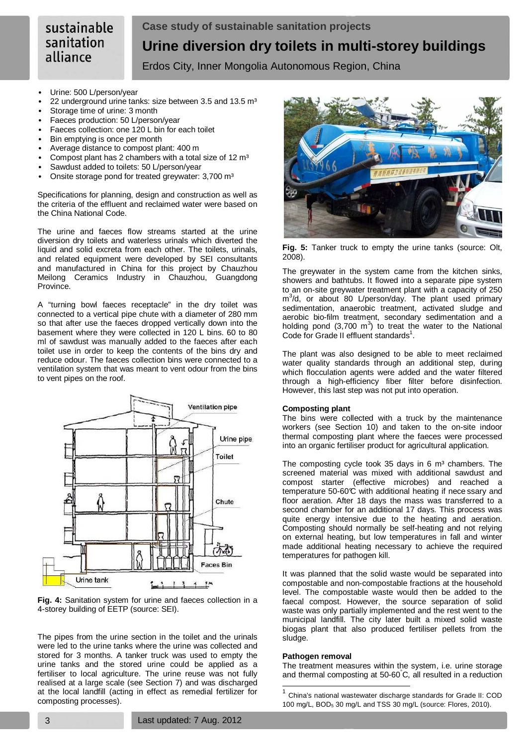- Urine: 500 L/person/year
- 22 underground urine tanks: size between 3.5 and 13.5 m³
- Storage time of urine: 3 month
- Faeces production: 50 L/person/year
- Faeces collection: one 120 L bin for each toilet
- Bin emptying is once per month
- Average distance to compost plant: 400 m
- Compost plant has 2 chambers with a total size of 12 m³
- Sawdust added to toilets: 50 L/person/year
- Onsite storage pond for treated greywater: 3,700 m³

Specifications for planning, design and construction as well as the criteria of the effluent and reclaimed water were based on the China National Code.

The urine and faeces flow streams started at the urine diversion dry toilets and waterless urinals which diverted the liquid and solid excreta from each other. The toilets, urinals, and related equipment were developed by SEI consultants and manufactured in China for this project by Chauzhou Meilong Ceramics Industry in Chauzhou, Guangdong Province.

A "turning bowl faeces receptacle" in the dry toilet was connected to a vertical pipe chute with a diameter of 280 mm so that after use the faeces dropped vertically down into the basement where they were collected in 120 L bins. 60 to 80 ml of sawdust was manually added to the faeces after each toilet use in order to keep the contents of the bins dry and reduce odour. The faeces collection bins were connected to a ventilation system that was meant to vent odour from the bins to vent pipes on the roof.

**Fig. 4:** Sanitation system for urine and faeces collection in a 4-storey building of EETP (source: SEI).

The pipes from the urine section in the toilet and the urinals were led to the urine tanks where the urine was collected and stored for 3 months. A tanker truck was used to empty the urine tanks and the stored urine could be applied as a fertiliser to local agriculture. The urine reuse was not fully realised at a large scale (see Section 7) and was discharged at the local landfill (acting in effect as remedial fertilizer for composting processes).

**Fig. 5:** Tanker truck to empty the urine tanks (source: Olt, 2008).

The greywater in the system came from the kitchen sinks, showers and bathtubs. It flowed into a separate pipe system to an on-site greywater treatment plant with a capacity of 250 m³/d, or about 80 L/person/day. The plant used primary sedimentation, anaerobic treatment, activated sludge and aerobic bio-film treatment, secondary sedimentation and a holding pond (3,700 m³) to treat the water to the National Code for Grade II effluent standards[1].

The plant was also designed to be able to meet reclaimed water quality standards through an additional step, during which flocculation agents were added and the water filtered through a high-efficiency fiber filter before disinfection. However, this last step was not put into operation.

**Composting plant**

The bins were collected with a truck by the maintenance workers (see Section 10) and taken to the on-site indoor thermal composting plant where the faeces were processed into an organic fertiliser product for agricultural application.

The composting cycle took 35 days in 6 m³ chambers. The screened material was mixed with additional sawdust and compost starter (effective microbes) and reached a temperature 50-60℃ with additional heating if necessary and floor aeration. After 18 days the mass was transferred to a second chamber for an additional 17 days. This process was quite energy intensive due to the heating and aeration. Composting should normally be self-heating and not relying on external heating, but low temperatures in fall and winter made additional heating necessary to achieve the required temperatures for pathogen kill.

It was planned that the solid waste would be separated into compostable and non-compostable fractions at the household level. The compostable waste would then be added to the faecal compost. However, the source separation of solid waste was only partially implemented and the rest went to the municipal landfill. The city later built a mixed solid waste biogas plant that also produced fertiliser pellets from the sludge.

**Pathogen removal**

The treatment measures within the system, i.e. urine storage and thermal composting at 50-60°C, all resulted in a reduction

[1] China's national wastewater discharge standards for Grade II: COD 100 mg/L, $BOD_5$ 30 mg/L and TSS 30 mg/L (source: Flores, 2010).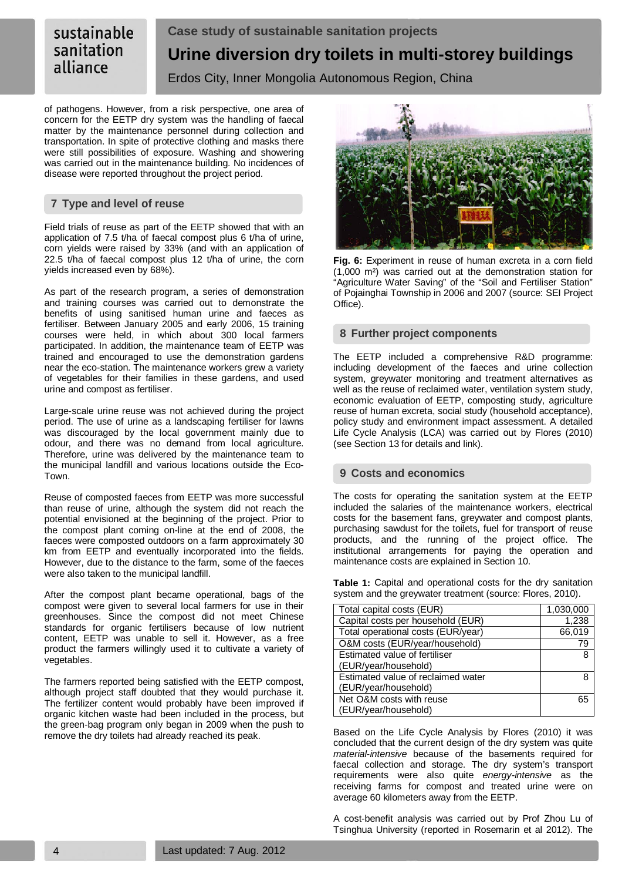of pathogens. However, from a risk perspective, one area of concern for the EETP dry system was the handling of faecal matter by the maintenance personnel during collection and transportation. In spite of protective clothing and masks there were still possibilities of exposure. Washing and showering was carried out in the maintenance building. No incidences of disease were reported throughout the project period.

## 7 Type and level of reuse

Field trials of reuse as part of the EETP showed that with an application of 7.5 t/ha of faecal compost plus 6 t/ha of urine, corn yields were raised by 33% (and with an application of 22.5 t/ha of faecal compost plus 12 t/ha of urine, the corn yields increased even by 68%).

As part of the research program, a series of demonstration and training courses was carried out to demonstrate the benefits of using sanitised human urine and faeces as fertiliser. Between January 2005 and early 2006, 15 training courses were held, in which about 300 local farmers participated. In addition, the maintenance team of EETP was trained and encouraged to use the demonstration gardens near the eco-station. The maintenance workers grew a variety of vegetables for their families in these gardens, and used urine and compost as fertiliser.

Large-scale urine reuse was not achieved during the project period. The use of urine as a landscaping fertiliser for lawns was discouraged by the local government mainly due to odour, and there was no demand from local agriculture. Therefore, urine was delivered by the maintenance team to the municipal landfill and various locations outside the Eco-Town.

Reuse of composted faeces from EETP was more successful than reuse of urine, although the system did not reach the potential envisioned at the beginning of the project. Prior to the compost plant coming on-line at the end of 2008, the faeces were composted outdoors on a farm approximately 30 km from EETP and eventually incorporated into the fields. However, due to the distance to the farm, some of the faeces were also taken to the municipal landfill.

After the compost plant became operational, bags of the compost were given to several local farmers for use in their greenhouses. Since the compost did not meet Chinese standards for organic fertilisers because of low nutrient content, EETP was unable to sell it. However, as a free product the farmers willingly used it to cultivate a variety of vegetables.

The farmers reported being satisfied with the EETP compost, although project staff doubted that they would purchase it. The fertilizer content would probably have been improved if organic kitchen waste had been included in the process, but the green-bag program only began in 2009 when the push to remove the dry toilets had already reached its peak.

**Fig. 6:** Experiment in reuse of human excreta in a corn field (1,000 m²) was carried out at the demonstration station for "Agriculture Water Saving" of the "Soil and Fertiliser Station" of Pojainghai Township in 2006 and 2007 (source: SEI Project Office).

## 8 Further project components

The EETP included a comprehensive R&D programme: including development of the faeces and urine collection system, greywater monitoring and treatment alternatives as well as the reuse of reclaimed water, ventilation system study, economic evaluation of EETP, composting study, agriculture reuse of human excreta, social study (household acceptance), policy study and environment impact assessment. A detailed Life Cycle Analysis (LCA) was carried out by Flores (2010) (see Section 13 for details and link).

## 9 Costs and economics

The costs for operating the sanitation system at the EETP included the salaries of the maintenance workers, electrical costs for the basement fans, greywater and compost plants, purchasing sawdust for the toilets, fuel for transport of reuse products, and the running of the project office. The institutional arrangements for paying the operation and maintenance costs are explained in Section 10.

**Table 1:** Capital and operational costs for the dry sanitation system and the greywater treatment (source: Flores, 2010).

| Item | Value |
|---|---|
| Total capital costs (EUR) | 1,030,000 |
| Capital costs per household (EUR) | 1,238 |
| Total operational costs (EUR/year) | 66,019 |
| O&M costs (EUR/year/household) | 79 |
| Estimated value of fertiliser (EUR/year/household) | 8 |
| Estimated value of reclaimed water (EUR/year/household) | 8 |
| Net O&M costs with reuse (EUR/year/household) | 65 |

Based on the Life Cycle Analysis by Flores (2010) it was concluded that the current design of the dry system was quite *material-intensive* because of the basements required for faecal collection and storage. The dry system's transport requirements were also quite *energy-intensive* as the receiving farms for compost and treated urine were on average 60 kilometers away from the EETP.

A cost-benefit analysis was carried out by Prof Zhou Lu of Tsinghua University (reported in Rosemarin et al 2012). The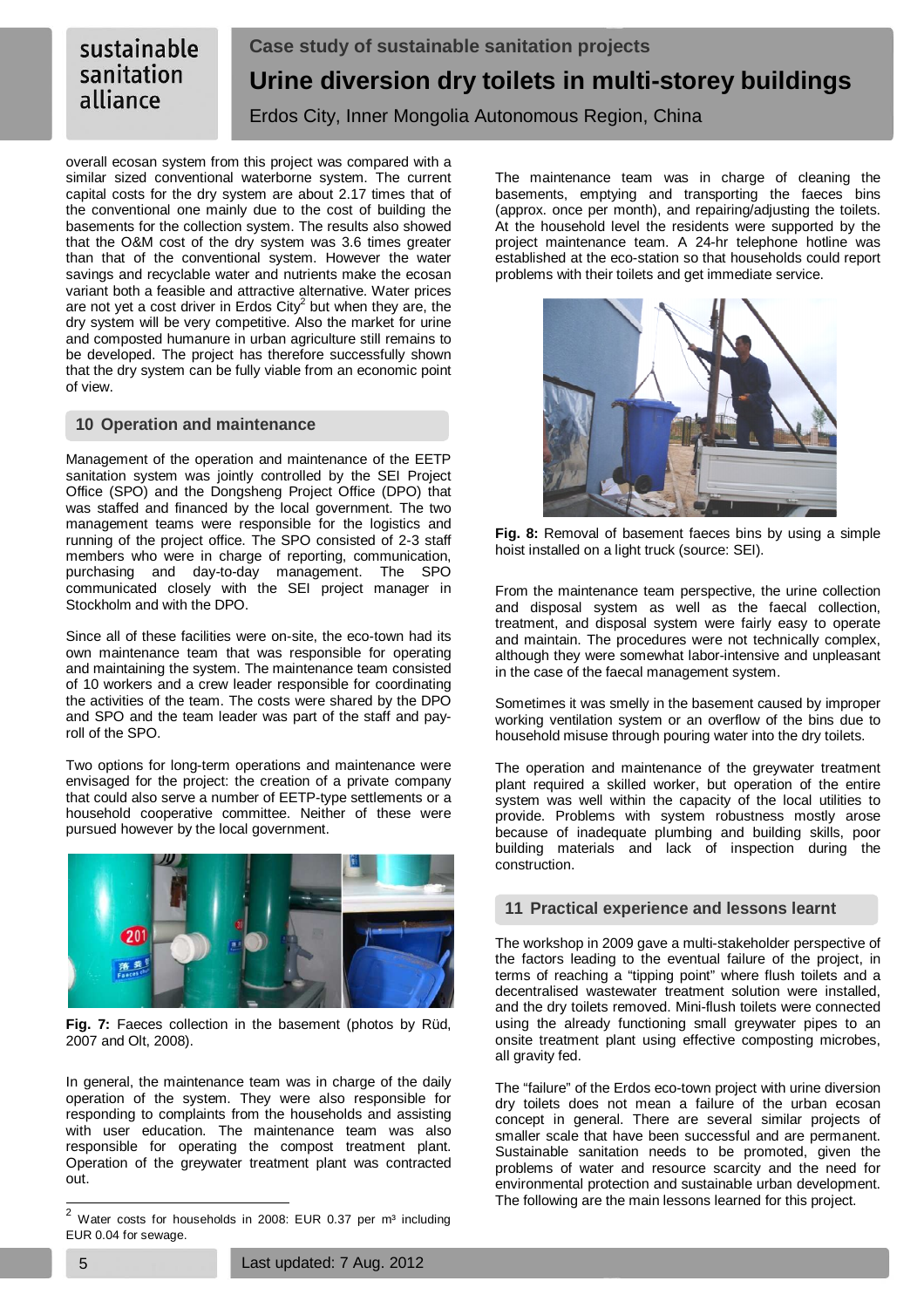overall ecosan system from this project was compared with a similar sized conventional waterborne system. The current capital costs for the dry system are about 2.17 times that of the conventional one mainly due to the cost of building the basements for the collection system. The results also showed that the O&M cost of the dry system was 3.6 times greater than that of the conventional system. However the water savings and recyclable water and nutrients make the ecosan variant both a feasible and attractive alternative. Water prices are not yet a cost driver in Erdos City[2] but when they are, the dry system will be very competitive. Also the market for urine and composted humanure in urban agriculture still remains to be developed. The project has therefore successfully shown that the dry system can be fully viable from an economic point of view.

## 10 Operation and maintenance

Management of the operation and maintenance of the EETP sanitation system was jointly controlled by the SEI Project Office (SPO) and the Dongsheng Project Office (DPO) that was staffed and financed by the local government. The two management teams were responsible for the logistics and running of the project office. The SPO consisted of 2-3 staff members who were in charge of reporting, communication, purchasing and day-to-day management. The SPO communicated closely with the SEI project manager in Stockholm and with the DPO.

Since all of these facilities were on-site, the eco-town had its own maintenance team that was responsible for operating and maintaining the system. The maintenance team consisted of 10 workers and a crew leader responsible for coordinating the activities of the team. The costs were shared by the DPO and SPO and the team leader was part of the staff and pay-roll of the SPO.

Two options for long-term operations and maintenance were envisaged for the project: the creation of a private company that could also serve a number of EETP-type settlements or a household cooperative committee. Neither of these were pursued however by the local government.

**Fig. 7:** Faeces collection in the basement (photos by Rüd, 2007 and Olt, 2008).

In general, the maintenance team was in charge of the daily operation of the system. They were also responsible for responding to complaints from the households and assisting with user education. The maintenance team was also responsible for operating the compost treatment plant. Operation of the greywater treatment plant was contracted out.

The maintenance team was in charge of cleaning the basements, emptying and transporting the faeces bins (approx. once per month), and repairing/adjusting the toilets. At the household level the residents were supported by the project maintenance team. A 24-hr telephone hotline was established at the eco-station so that households could report problems with their toilets and get immediate service.

**Fig. 8:** Removal of basement faeces bins by using a simple hoist installed on a light truck (source: SEI).

From the maintenance team perspective, the urine collection and disposal system as well as the faecal collection, treatment, and disposal system were fairly easy to operate and maintain. The procedures were not technically complex, although they were somewhat labor-intensive and unpleasant in the case of the faecal management system.

Sometimes it was smelly in the basement caused by improper working ventilation system or an overflow of the bins due to household misuse through pouring water into the dry toilets.

The operation and maintenance of the greywater treatment plant required a skilled worker, but operation of the entire system was well within the capacity of the local utilities to provide. Problems with system robustness mostly arose because of inadequate plumbing and building skills, poor building materials and lack of inspection during the construction.

## 11 Practical experience and lessons learnt

The workshop in 2009 gave a multi-stakeholder perspective of the factors leading to the eventual failure of the project, in terms of reaching a "tipping point" where flush toilets and a decentralised wastewater treatment solution were installed, and the dry toilets removed. Mini-flush toilets were connected using the already functioning small greywater pipes to an onsite treatment plant using effective composting microbes, all gravity fed.

The "failure" of the Erdos eco-town project with urine diversion dry toilets does not mean a failure of the urban ecosan concept in general. There are several similar projects of smaller scale that have been successful and are permanent. Sustainable sanitation needs to be promoted, given the problems of water and resource scarcity and the need for environmental protection and sustainable urban development. The following are the main lessons learned for this project.

---

[2] Water costs for households in 2008: EUR 0.37 per m³ including EUR 0.04 for sewage.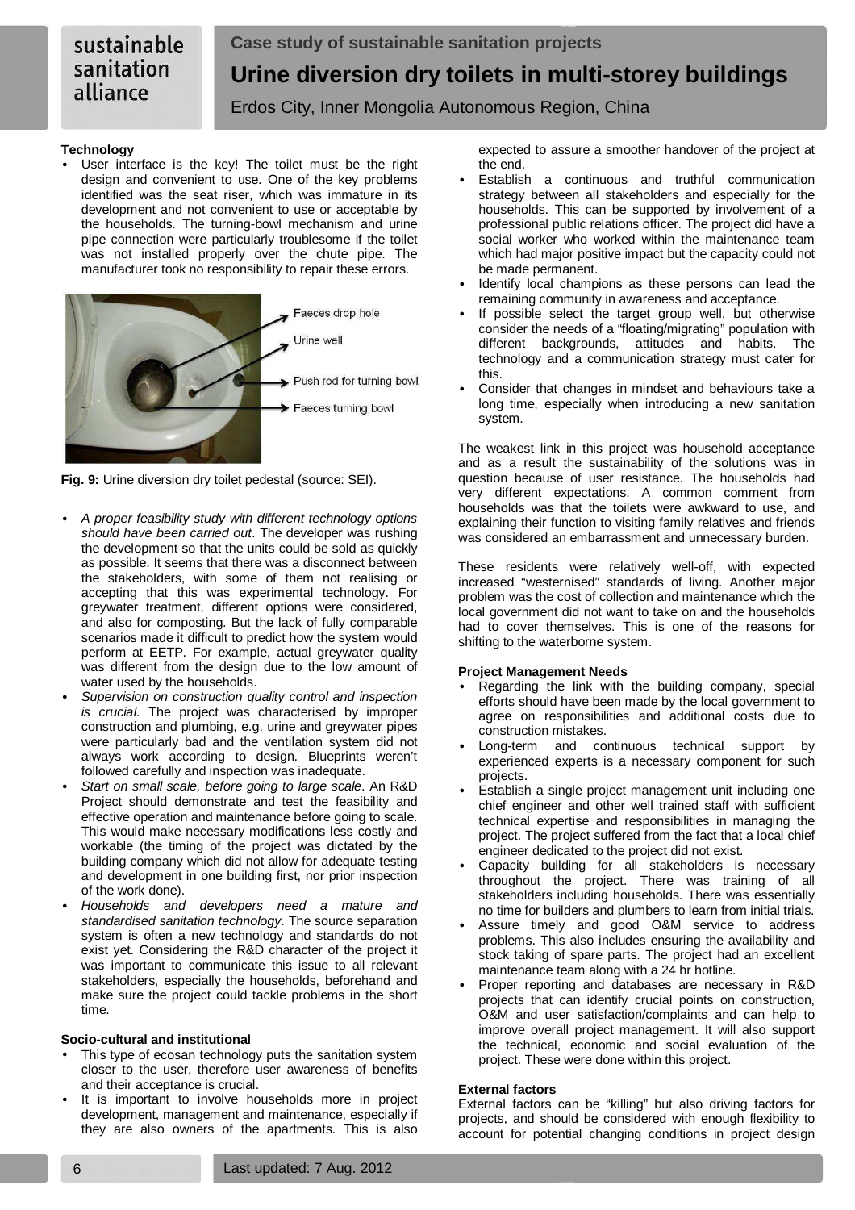**Technology**

- User interface is the key! The toilet must be the right design and convenient to use. One of the key problems identified was the seat riser, which was immature in its development and not convenient to use or acceptable by the households. The turning-bowl mechanism and urine pipe connection were particularly troublesome if the toilet was not installed properly over the chute pipe. The manufacturer took no responsibility to repair these errors.

Faeces drop hole

Urine well

Push rod for turning bowl

Faeces turning bowl

**Fig. 9:** Urine diversion dry toilet pedestal (source: SEI).

- *A proper feasibility study with different technology options should have been carried out*. The developer was rushing the development so that the units could be sold as quickly as possible. It seems that there was a disconnect between the stakeholders, with some of them not realising or accepting that this was experimental technology. For greywater treatment, different options were considered, and also for composting. But the lack of fully comparable scenarios made it difficult to predict how the system would perform at EETP. For example, actual greywater quality was different from the design due to the low amount of water used by the households.
- *Supervision on construction quality control and inspection is crucial*. The project was characterised by improper construction and plumbing, e.g. urine and greywater pipes were particularly bad and the ventilation system did not always work according to design. Blueprints weren't followed carefully and inspection was inadequate.
- *Start on small scale, before going to large scale*. An R&D Project should demonstrate and test the feasibility and effective operation and maintenance before going to scale. This would make necessary modifications less costly and workable (the timing of the project was dictated by the building company which did not allow for adequate testing and development in one building first, nor prior inspection of the work done).
- *Households and developers need a mature and standardised sanitation technology*. The source separation system is often a new technology and standards do not exist yet. Considering the R&D character of the project it was important to communicate this issue to all relevant stakeholders, especially the households, beforehand and make sure the project could tackle problems in the short time.

**Socio-cultural and institutional**

- This type of ecosan technology puts the sanitation system closer to the user, therefore user awareness of benefits and their acceptance is crucial.
- It is important to involve households more in project development, management and maintenance, especially if they are also owners of the apartments. This is also expected to assure a smoother handover of the project at the end.
- Establish a continuous and truthful communication strategy between all stakeholders and especially for the households. This can be supported by involvement of a professional public relations officer. The project did have a social worker who worked within the maintenance team which had major positive impact but the capacity could not be made permanent.
- Identify local champions as these persons can lead the remaining community in awareness and acceptance.
- If possible select the target group well, but otherwise consider the needs of a "floating/migrating" population with different backgrounds, attitudes and habits. The technology and a communication strategy must cater for this.
- Consider that changes in mindset and behaviours take a long time, especially when introducing a new sanitation system.

The weakest link in this project was household acceptance and as a result the sustainability of the solutions was in question because of user resistance. The households had very different expectations. A common comment from households was that the toilets were awkward to use, and explaining their function to visiting family relatives and friends was considered an embarrassment and unnecessary burden.

These residents were relatively well-off, with expected increased "westernised" standards of living. Another major problem was the cost of collection and maintenance which the local government did not want to take on and the households had to cover themselves. This is one of the reasons for shifting to the waterborne system.

**Project Management Needs**

- Regarding the link with the building company, special efforts should have been made by the local government to agree on responsibilities and additional costs due to construction mistakes.
- Long-term and continuous technical support by experienced experts is a necessary component for such projects.
- Establish a single project management unit including one chief engineer and other well trained staff with sufficient technical expertise and responsibilities in managing the project. The project suffered from the fact that a local chief engineer dedicated to the project did not exist.
- Capacity building for all stakeholders is necessary throughout the project. There was training of all stakeholders including households. There was essentially no time for builders and plumbers to learn from initial trials.
- Assure timely and good O&M service to address problems. This also includes ensuring the availability and stock taking of spare parts. The project had an excellent maintenance team along with a 24 hr hotline.
- Proper reporting and databases are necessary in R&D projects that can identify crucial points on construction, O&M and user satisfaction/complaints and can help to improve overall project management. It will also support the technical, economic and social evaluation of the project. These were done within this project.

**External factors**

External factors can be "killing" but also driving factors for projects, and should be considered with enough flexibility to account for potential changing conditions in project design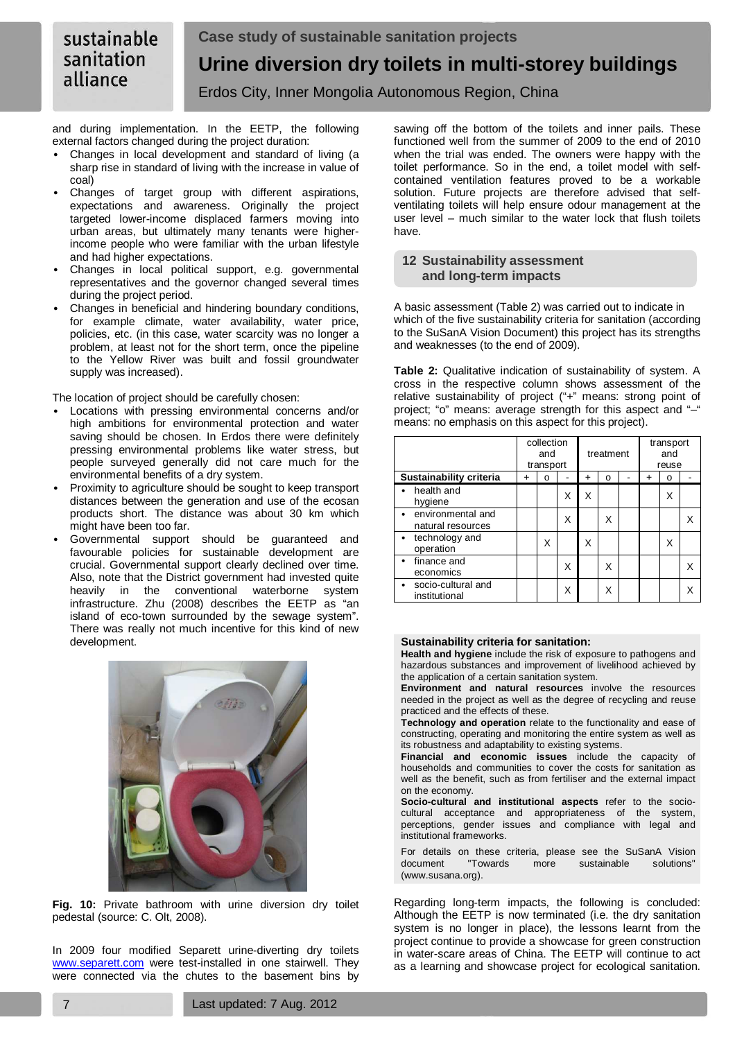and during implementation. In the EETP, the following external factors changed during the project duration:

- Changes in local development and standard of living (a sharp rise in standard of living with the increase in value of coal)
- Changes of target group with different aspirations, expectations and awareness. Originally the project targeted lower-income displaced farmers moving into urban areas, but ultimately many tenants were higher-income people who were familiar with the urban lifestyle and had higher expectations.
- Changes in local political support, e.g. governmental representatives and the governor changed several times during the project period.
- Changes in beneficial and hindering boundary conditions, for example climate, water availability, water price, policies, etc. (in this case, water scarcity was no longer a problem, at least not for the short term, once the pipeline to the Yellow River was built and fossil groundwater supply was increased).

The location of project should be carefully chosen:

- Locations with pressing environmental concerns and/or high ambitions for environmental protection and water saving should be chosen. In Erdos there were definitely pressing environmental problems like water stress, but people surveyed generally did not care much for the environmental benefits of a dry system.
- Proximity to agriculture should be sought to keep transport distances between the generation and use of the ecosan products short. The distance was about 30 km which might have been too far.
- Governmental support should be guaranteed and favourable policies for sustainable development are crucial. Governmental support clearly declined over time. Also, note that the District government had invested quite heavily in the conventional waterborne system infrastructure. Zhu (2008) describes the EETP as "an island of eco-town surrounded by the sewage system". There was really not much incentive for this kind of new development.

**Fig. 10:** Private bathroom with urine diversion dry toilet pedestal (source: C. Olt, 2008).

In 2009 four modified Separett urine-diverting dry toilets www.separett.com were test-installed in one stairwell. They were connected via the chutes to the basement bins by sawing off the bottom of the toilets and inner pails. These functioned well from the summer of 2009 to the end of 2010 when the trial was ended. The owners were happy with the toilet performance. So in the end, a toilet model with self-contained ventilation features proved to be a workable solution. Future projects are therefore advised that self-ventilating toilets will help ensure odour management at the user level – much similar to the water lock that flush toilets have.

## 12 Sustainability assessment and long-term impacts

A basic assessment (Table 2) was carried out to indicate in which of the five sustainability criteria for sanitation (according to the SuSanA Vision Document) this project has its strengths and weaknesses (to the end of 2009).

**Table 2:** Qualitative indication of sustainability of system. A cross in the respective column shows assessment of the relative sustainability of project ("+" means: strong point of project; "o" means: average strength for this aspect and "–" means: no emphasis on this aspect for this project).

| | collection and transport | | | treatment | | | transport and reuse | | |
|---|---|---|---|---|---|---|---|---|---|
| **Sustainability criteria** | + | o | - | + | o | - | + | o | - |
| • health and hygiene | | | X | X | | | | X | |
| • environmental and natural resources | | | X | | X | | | | X |
| • technology and operation | | X | | X | | | | X | |
| • finance and economics | | | X | | X | | | | X |
| • socio-cultural and institutional | | | X | | X | | | | X |

**Sustainability criteria for sanitation:**

**Health and hygiene** include the risk of exposure to pathogens and hazardous substances and improvement of livelihood achieved by the application of a certain sanitation system.

**Environment and natural resources** involve the resources needed in the project as well as the degree of recycling and reuse practiced and the effects of these.

**Technology and operation** relate to the functionality and ease of constructing, operating and monitoring the entire system as well as its robustness and adaptability to existing systems.

**Financial and economic issues** include the capacity of households and communities to cover the costs for sanitation as well as the benefit, such as from fertiliser and the external impact on the economy.

**Socio-cultural and institutional aspects** refer to the socio-cultural acceptance and appropriateness of the system, perceptions, gender issues and compliance with legal and institutional frameworks.

For details on these criteria, please see the SuSanA Vision document "Towards more sustainable solutions" (www.susana.org).

Regarding long-term impacts, the following is concluded: Although the EETP is now terminated (i.e. the dry sanitation system is no longer in place), the lessons learnt from the project continue to provide a showcase for green construction in water-scare areas of China. The EETP will continue to act as a learning and showcase project for ecological sanitation.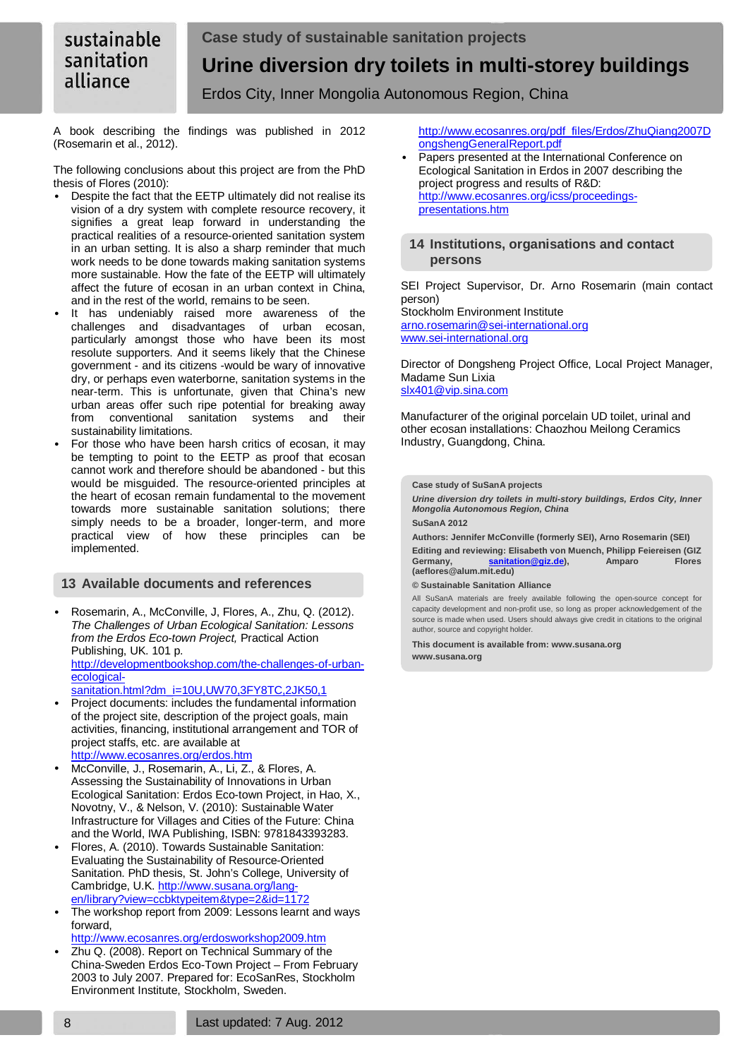A book describing the findings was published in 2012 (Rosemarin et al., 2012).

The following conclusions about this project are from the PhD thesis of Flores (2010):

- Despite the fact that the EETP ultimately did not realise its vision of a dry system with complete resource recovery, it signifies a great leap forward in understanding the practical realities of a resource-oriented sanitation system in an urban setting. It is also a sharp reminder that much work needs to be done towards making sanitation systems more sustainable. How the fate of the EETP will ultimately affect the future of ecosan in an urban context in China, and in the rest of the world, remains to be seen.
- It has undeniably raised more awareness of the challenges and disadvantages of urban ecosan, particularly amongst those who have been its most resolute supporters. And it seems likely that the Chinese government - and its citizens -would be wary of innovative dry, or perhaps even waterborne, sanitation systems in the near-term. This is unfortunate, given that China's new urban areas offer such ripe potential for breaking away from conventional sanitation systems and their sustainability limitations.
- For those who have been harsh critics of ecosan, it may be tempting to point to the EETP as proof that ecosan cannot work and therefore should be abandoned - but this would be misguided. The resource-oriented principles at the heart of ecosan remain fundamental to the movement towards more sustainable sanitation solutions; there simply needs to be a broader, longer-term, and more practical view of how these principles can be implemented.

## 13 Available documents and references

- Rosemarin, A., McConville, J, Flores, A., Zhu, Q. (2012). *The Challenges of Urban Ecological Sanitation: Lessons from the Erdos Eco-town Project,* Practical Action Publishing, UK. 101 p. http://developmentbookshop.com/the-challenges-of-urban-ecological-sanitation.html?dm_i=10U,UW70,3FY8TC,2JK50,1
- Project documents: includes the fundamental information of the project site, description of the project goals, main activities, financing, institutional arrangement and TOR of project staffs, etc. are available at http://www.ecosanres.org/erdos.htm
- McConville, J., Rosemarin, A., Li, Z., & Flores, A. Assessing the Sustainability of Innovations in Urban Ecological Sanitation: Erdos Eco-town Project, in Hao, X., Novotny, V., & Nelson, V. (2010): Sustainable Water Infrastructure for Villages and Cities of the Future: China and the World, IWA Publishing, ISBN: 9781843393283.
- Flores, A. (2010). Towards Sustainable Sanitation: Evaluating the Sustainability of Resource-Oriented Sanitation. PhD thesis, St. John's College, University of Cambridge, U.K. http://www.susana.org/lang-en/library?view=ccbktypeitem&type=2&id=1172
- The workshop report from 2009: Lessons learnt and ways forward, http://www.ecosanres.org/erdosworkshop2009.htm
- Zhu Q. (2008). Report on Technical Summary of the China-Sweden Erdos Eco-Town Project – From February 2003 to July 2007. Prepared for: EcoSanRes, Stockholm Environment Institute, Stockholm, Sweden. http://www.ecosanres.org/pdf_files/Erdos/ZhuQiang2007DongshengGeneralReport.pdf
- Papers presented at the International Conference on Ecological Sanitation in Erdos in 2007 describing the project progress and results of R&D: http://www.ecosanres.org/icss/proceedings-presentations.htm

## 14 Institutions, organisations and contact persons

SEI Project Supervisor, Dr. Arno Rosemarin (main contact person)
Stockholm Environment Institute
arno.rosemarin@sei-international.org
www.sei-international.org

Director of Dongsheng Project Office, Local Project Manager, Madame Sun Lixia
slx401@vip.sina.com

Manufacturer of the original porcelain UD toilet, urinal and other ecosan installations: Chaozhou Meilong Ceramics Industry, Guangdong, China.

**Case study of SuSanA projects**

***Urine diversion dry toilets in multi-story buildings, Erdos City, Inner Mongolia Autonomous Region, China***

**SuSanA 2012**

**Authors: Jennifer McConville (formerly SEI), Arno Rosemarin (SEI)**

**Editing and reviewing: Elisabeth von Muench, Philipp Feiereisen (GIZ Germany, sanitation@giz.de), Amparo Flores (aeflores@alum.mit.edu)**

**© Sustainable Sanitation Alliance**

All SuSanA materials are freely available following the open-source concept for capacity development and non-profit use, so long as proper acknowledgement of the source is made when used. Users should always give credit in citations to the original author, source and copyright holder.

**This document is available from: www.susana.org**

**www.susana.org**

Last updated: 7 Aug. 2012